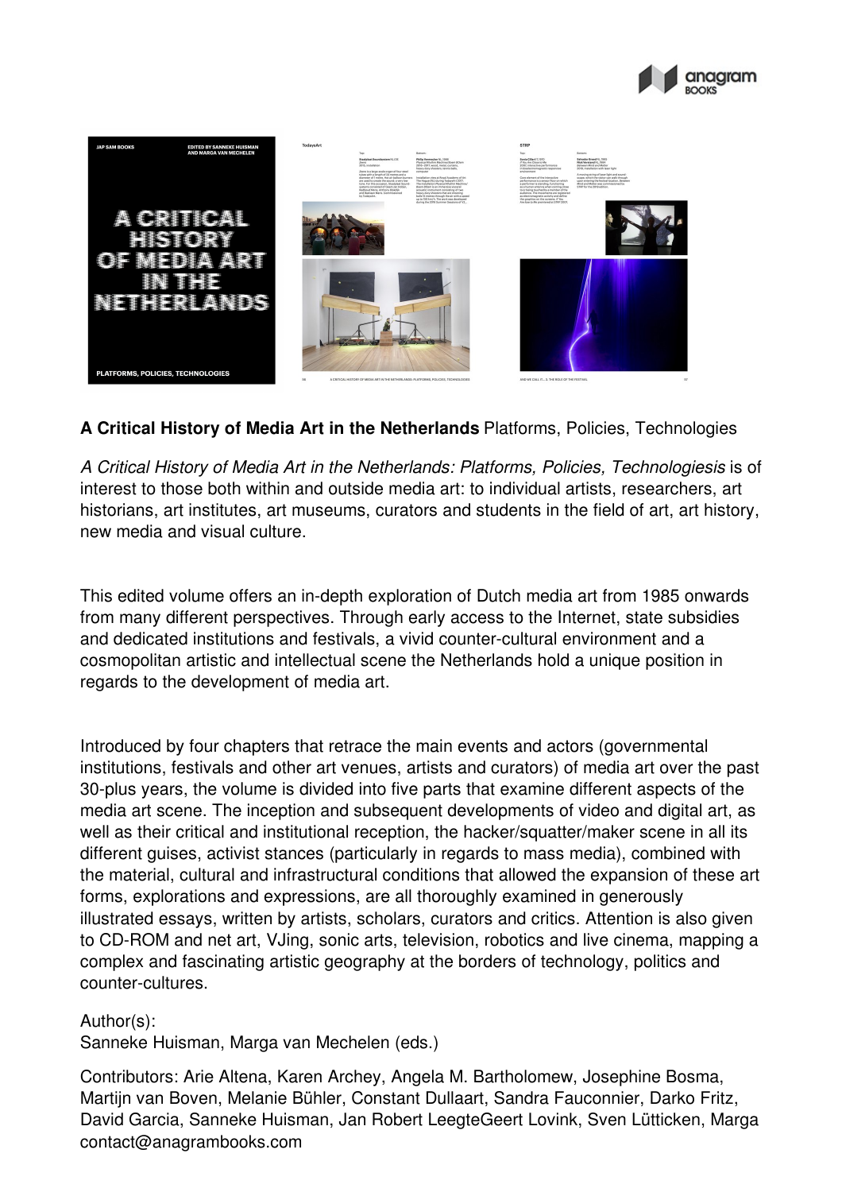**A Critical History of Media Art in the Netherlands** Platforms, Policies, Technologies

*A Critical History of Media Art in the Netherlands: Platforms, Policies, Technologiesis* is of interest to those both within and outside media art: to individual artists, researchers, art historians, art institutes, art museums, curators and students in the field of art, art history, new media and visual culture.

This edited volume offers an in-depth exploration of Dutch media art from 1985 onwards from many different perspectives. Through early access to the Internet, state subsidies and dedicated institutions and festivals, a vivid counter-cultural environment and a cosmopolitan artistic and intellectual scene the Netherlands hold a unique position in regards to the development of media art.

Introduced by four chapters that retrace the main events and actors (governmental institutions, festivals and other art venues, artists and curators) of media art over the past 30-plus years, the volume is divided into five parts that examine different aspects of the media art scene. The inception and subsequent developments of video and digital art, as well as their critical and institutional reception, the hacker/squatter/maker scene in all its different guises, activist stances (particularly in regards to mass media), combined with the material, cultural and infrastructural conditions that allowed the expansion of these art forms, explorations and expressions, are all thoroughly examined in generously illustrated essays, written by artists, scholars, curators and critics. Attention is also given to CD-ROM and net art, VJing, sonic arts, television, robotics and live cinema, mapping a complex and fascinating artistic geography at the borders of technology, politics and counter-cultures.

Author(s):
Sanneke Huisman, Marga van Mechelen (eds.)

Contributors: Arie Altena, Karen Archey, Angela M. Bartholomew, Josephine Bosma, Martijn van Boven, Melanie Bühler, Constant Dullaart, Sandra Fauconnier, Darko Fritz, David Garcia, Sanneke Huisman, Jan Robert LeegteGeert Lovink, Sven Lütticken, Marga
contact@anagrambooks.com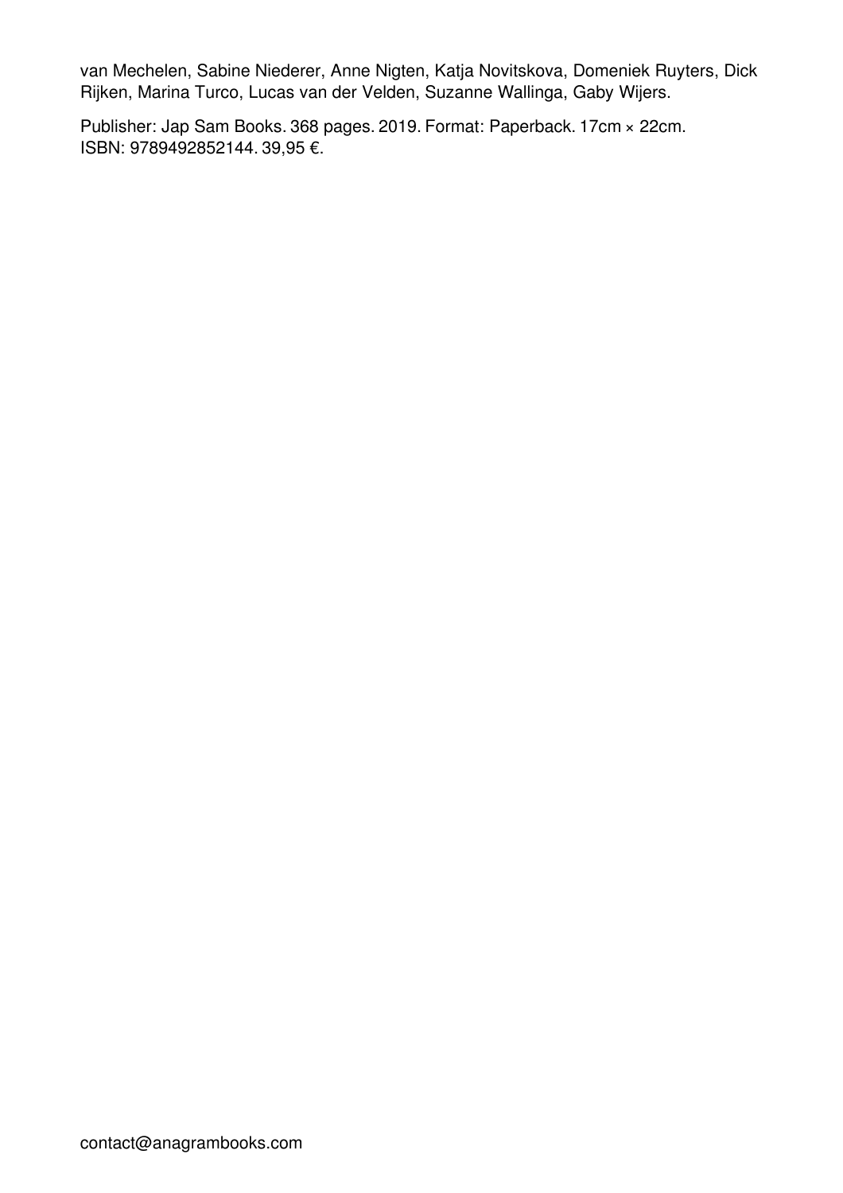van Mechelen, Sabine Niederer, Anne Nigten, Katja Novitskova, Domeniek Ruyters, Dick Rijken, Marina Turco, Lucas van der Velden, Suzanne Wallinga, Gaby Wijers.

Publisher: Jap Sam Books. 368 pages. 2019. Format: Paperback. 17cm × 22cm. ISBN: 9789492852144. 39,95 €.

contact@anagrambooks.com